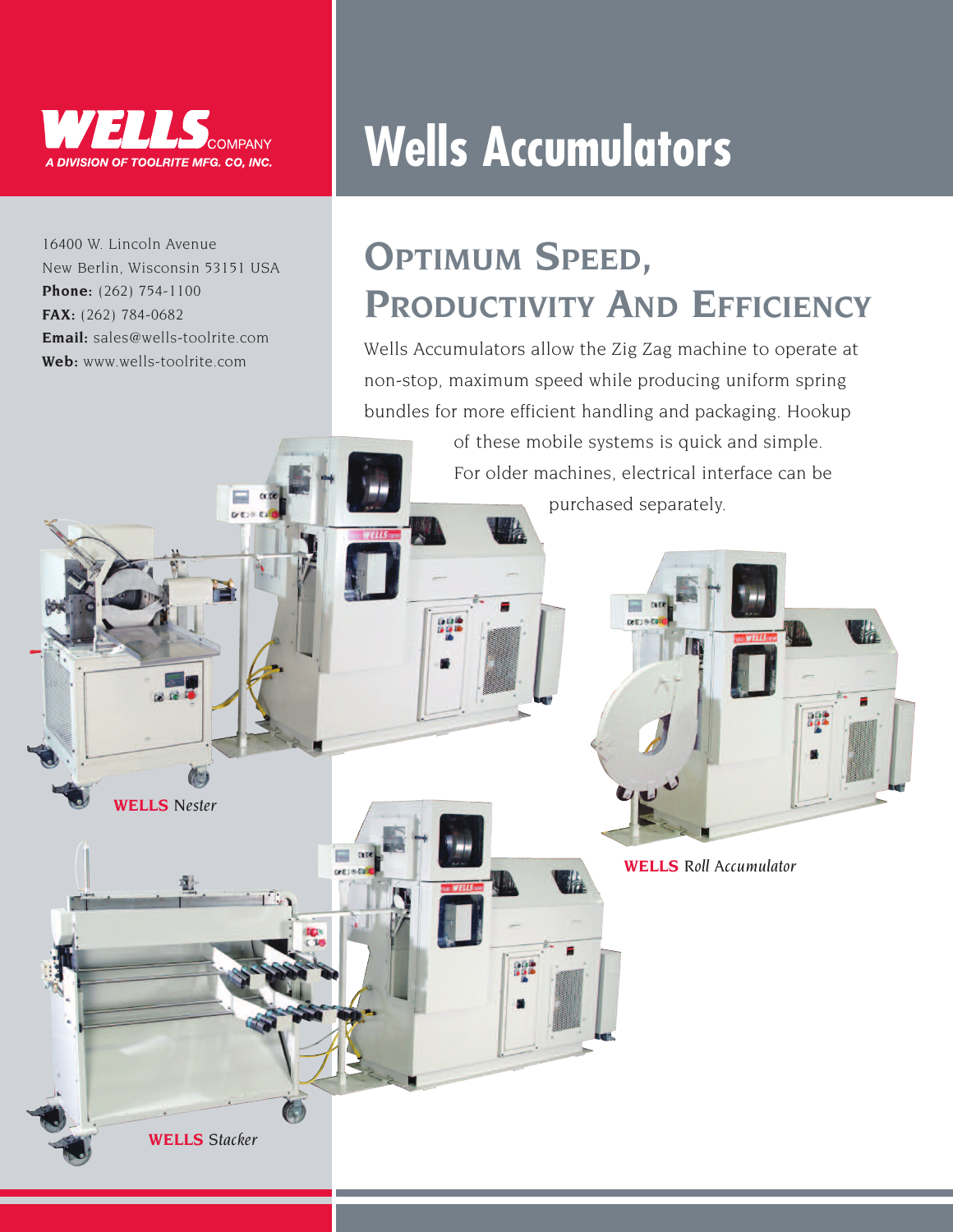**WELLS** COMPANY
*A DIVISION OF TOOLRITE MFG. CO, INC.*

# Wells Accumulators

16400 W. Lincoln Avenue
New Berlin, Wisconsin 53151 USA
**Phone:** (262) 754-1100
**FAX:** (262) 784-0682
**Email:** sales@wells-toolrite.com
**Web:** www.wells-toolrite.com

## Optimum Speed, Productivity And Efficiency

Wells Accumulators allow the Zig Zag machine to operate at non-stop, maximum speed while producing uniform spring bundles for more efficient handling and packaging. Hookup of these mobile systems is quick and simple. For older machines, electrical interface can be purchased separately.

**WELLS** *Nester*

**WELLS** *Roll Accumulator*

**WELLS** *Stacker*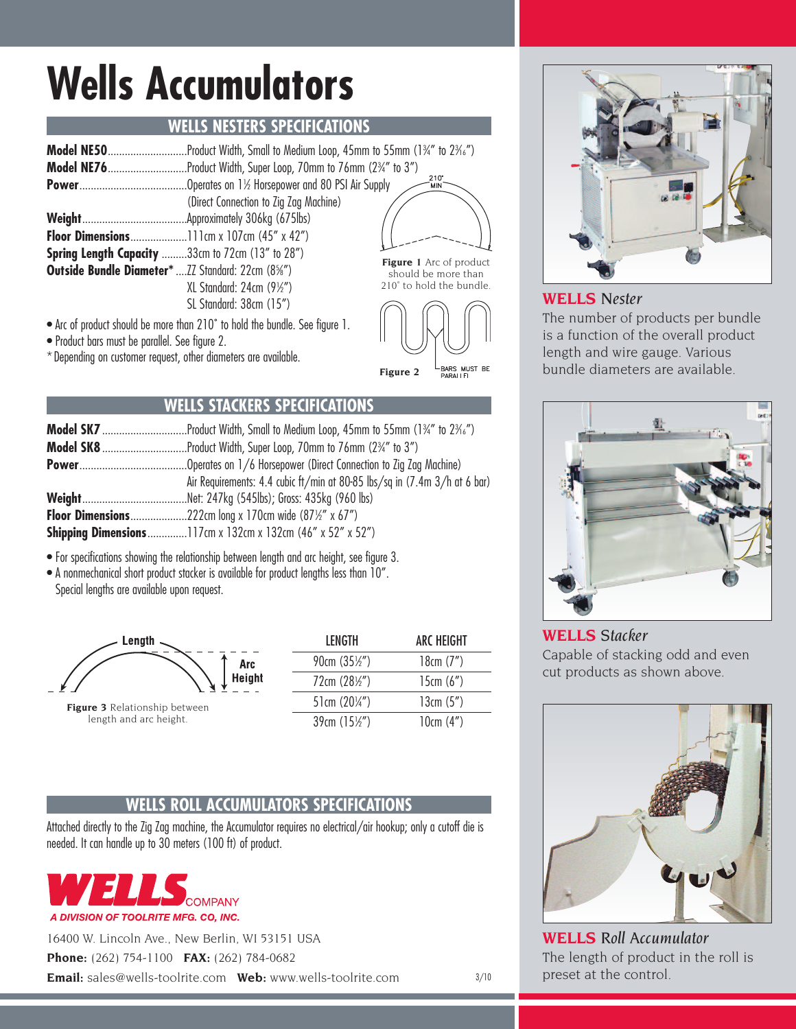# Wells Accumulators

## WELLS NESTERS SPECIFICATIONS

**Model NE50**............................Product Width, Small to Medium Loop, 45mm to 55mm (1¾" to 2³⁄₁₆")
**Model NE76**............................Product Width, Super Loop, 70mm to 76mm (2¾" to 3")
**Power**......................................Operates on 1½ Horsepower and 80 PSI Air Supply (Direct Connection to Zig Zag Machine)
**Weight**....................................Approximately 306kg (675lbs)
**Floor Dimensions**....................111cm x 107cm (45" x 42")
**Spring Length Capacity** .........33cm to 72cm (13" to 28")
**Outside Bundle Diameter*** ....ZZ Standard: 22cm (8⅝")
XL Standard: 24cm (9½")
SL Standard: 38cm (15")

- Arc of product should be more than 210˚ to hold the bundle. See figure 1.
- Product bars must be parallel. See figure 2.

* Depending on customer request, other diameters are available.

210˚ MIN

**Figure 1** Arc of product should be more than 210˚ to hold the bundle.

BARS MUST BE PARALLEL

**Figure 2**

## WELLS STACKERS SPECIFICATIONS

**Model SK7** ..............................Product Width, Small to Medium Loop, 45mm to 55mm (1¾" to 2³⁄₁₆")
**Model SK8** ..............................Product Width, Super Loop, 70mm to 76mm (2¾" to 3")
**Power**......................................Operates on 1/6 Horsepower (Direct Connection to Zig Zag Machine)
Air Requirements: 4.4 cubic ft/min at 80-85 lbs/sq in (7.4m 3/h at 6 bar)
**Weight**....................................Net: 247kg (545lbs); Gross: 435kg (960 lbs)
**Floor Dimensions**....................222cm long x 170cm wide (87½" x 67")
**Shipping Dimensions**..............117cm x 132cm x 132cm (46" x 52" x 52")

- For specifications showing the relationship between length and arc height, see figure 3.
- A nonmechanical short product stacker is available for product lengths less than 10". Special lengths are available upon request.

Length

Arc Height

**Figure 3** Relationship between length and arc height.

| LENGTH | ARC HEIGHT |
|---|---|
| 90cm (35½") | 18cm (7") |
| 72cm (28½") | 15cm (6") |
| 51cm (20¼") | 13cm (5") |
| 39cm (15½") | 10cm (4") |

## WELLS ROLL ACCUMULATORS SPECIFICATIONS

Attached directly to the Zig Zag machine, the Accumulator requires no electrical/air hookup; only a cutoff die is needed. It can handle up to 30 meters (100 ft) of product.

**WELLS** COMPANY
*A DIVISION OF TOOLRITE MFG. CO, INC.*

16400 W. Lincoln Ave., New Berlin, WI 53151 USA
**Phone:** (262) 754-1100 **FAX:** (262) 784-0682
**Email:** sales@wells-toolrite.com **Web:** www.wells-toolrite.com

3/10

**WELLS** *Nester*
The number of products per bundle is a function of the overall product length and wire gauge. Various bundle diameters are available.

**WELLS** *Stacker*
Capable of stacking odd and even cut products as shown above.

**WELLS** *Roll Accumulator*
The length of product in the roll is preset at the control.